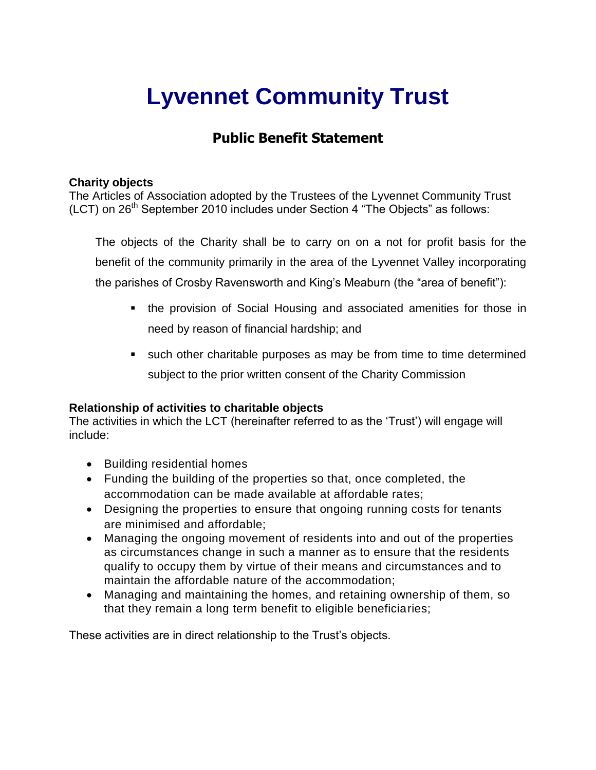# Lyvennet Community Trust

## Public Benefit Statement

**Charity objects**
The Articles of Association adopted by the Trustees of the Lyvennet Community Trust (LCT) on 26th September 2010 includes under Section 4 "The Objects" as follows:

> The objects of the Charity shall be to carry on on a not for profit basis for the benefit of the community primarily in the area of the Lyvennet Valley incorporating the parishes of Crosby Ravensworth and King's Meaburn (the "area of benefit"):
>
> - the provision of Social Housing and associated amenities for those in need by reason of financial hardship; and
> - such other charitable purposes as may be from time to time determined subject to the prior written consent of the Charity Commission

**Relationship of activities to charitable objects**
The activities in which the LCT (hereinafter referred to as the 'Trust') will engage will include:

- Building residential homes
- Funding the building of the properties so that, once completed, the accommodation can be made available at affordable rates;
- Designing the properties to ensure that ongoing running costs for tenants are minimised and affordable;
- Managing the ongoing movement of residents into and out of the properties as circumstances change in such a manner as to ensure that the residents qualify to occupy them by virtue of their means and circumstances and to maintain the affordable nature of the accommodation;
- Managing and maintaining the homes, and retaining ownership of them, so that they remain a long term benefit to eligible beneficiaries;

These activities are in direct relationship to the Trust's objects.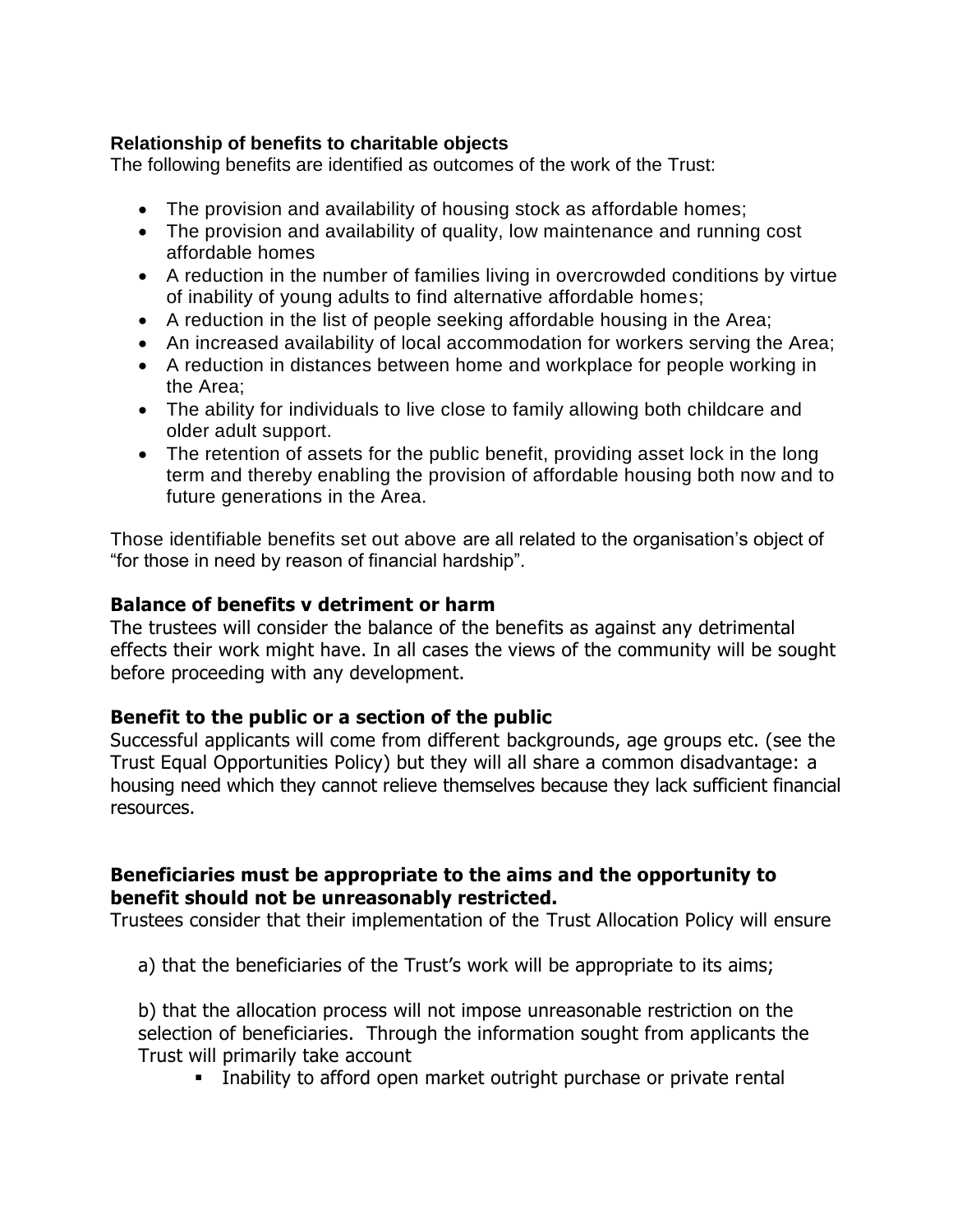**Relationship of benefits to charitable objects**

The following benefits are identified as outcomes of the work of the Trust:

- The provision and availability of housing stock as affordable homes;
- The provision and availability of quality, low maintenance and running cost affordable homes
- A reduction in the number of families living in overcrowded conditions by virtue of inability of young adults to find alternative affordable homes;
- A reduction in the list of people seeking affordable housing in the Area;
- An increased availability of local accommodation for workers serving the Area;
- A reduction in distances between home and workplace for people working in the Area;
- The ability for individuals to live close to family allowing both childcare and older adult support.
- The retention of assets for the public benefit, providing asset lock in the long term and thereby enabling the provision of affordable housing both now and to future generations in the Area.

Those identifiable benefits set out above are all related to the organisation's object of "for those in need by reason of financial hardship".

**Balance of benefits v detriment or harm**

The trustees will consider the balance of the benefits as against any detrimental effects their work might have. In all cases the views of the community will be sought before proceeding with any development.

**Benefit to the public or a section of the public**

Successful applicants will come from different backgrounds, age groups etc. (see the Trust Equal Opportunities Policy) but they will all share a common disadvantage: a housing need which they cannot relieve themselves because they lack sufficient financial resources.

**Beneficiaries must be appropriate to the aims and the opportunity to benefit should not be unreasonably restricted.**

Trustees consider that their implementation of the Trust Allocation Policy will ensure

a) that the beneficiaries of the Trust's work will be appropriate to its aims;

b) that the allocation process will not impose unreasonable restriction on the selection of beneficiaries. Through the information sought from applicants the Trust will primarily take account

- Inability to afford open market outright purchase or private rental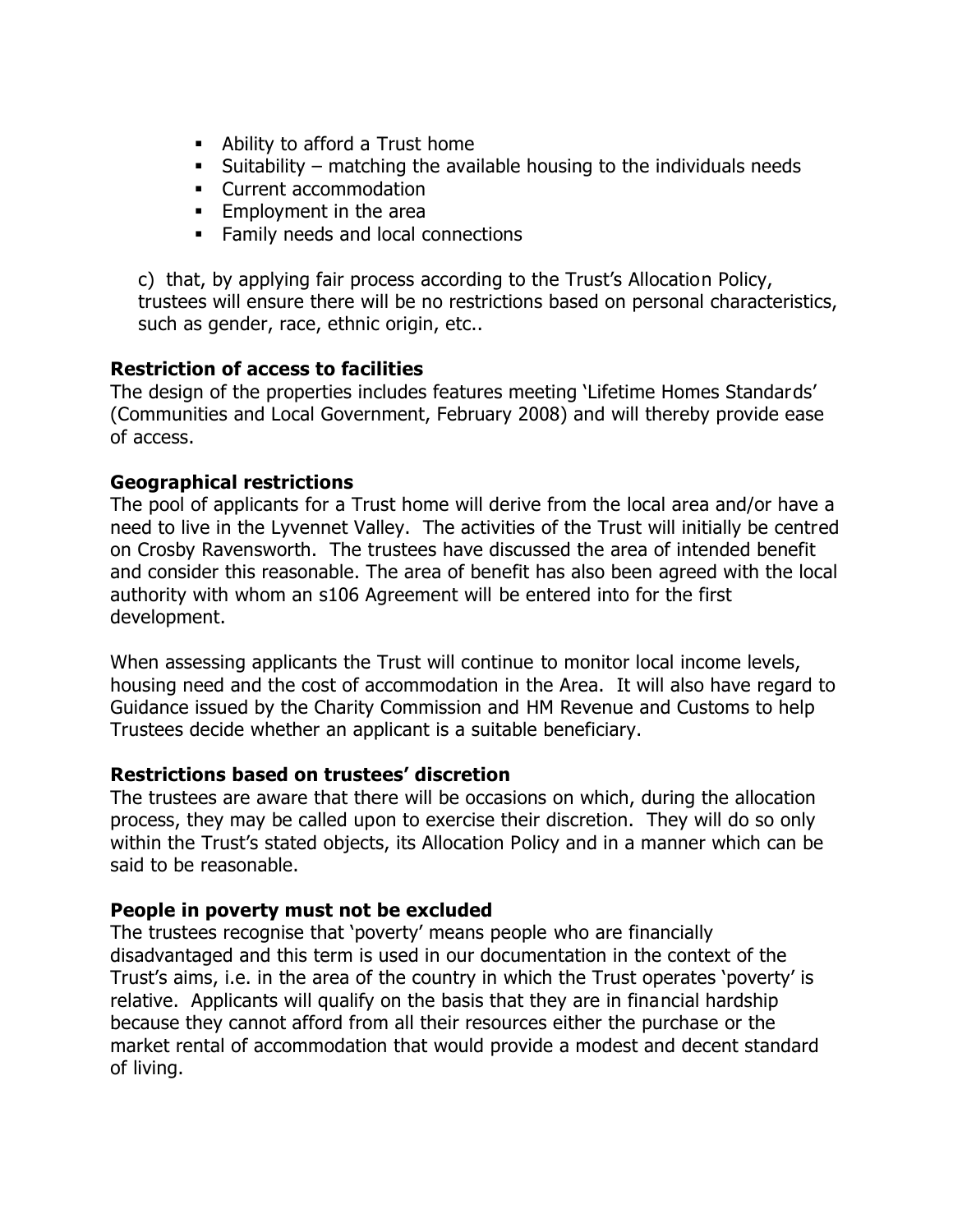- Ability to afford a Trust home
- Suitability – matching the available housing to the individuals needs
- Current accommodation
- Employment in the area
- Family needs and local connections

c) that, by applying fair process according to the Trust's Allocation Policy, trustees will ensure there will be no restrictions based on personal characteristics, such as gender, race, ethnic origin, etc..

**Restriction of access to facilities**
The design of the properties includes features meeting 'Lifetime Homes Standards' (Communities and Local Government, February 2008) and will thereby provide ease of access.

**Geographical restrictions**
The pool of applicants for a Trust home will derive from the local area and/or have a need to live in the Lyvennet Valley. The activities of the Trust will initially be centred on Crosby Ravensworth. The trustees have discussed the area of intended benefit and consider this reasonable. The area of benefit has also been agreed with the local authority with whom an s106 Agreement will be entered into for the first development.

When assessing applicants the Trust will continue to monitor local income levels, housing need and the cost of accommodation in the Area. It will also have regard to Guidance issued by the Charity Commission and HM Revenue and Customs to help Trustees decide whether an applicant is a suitable beneficiary.

**Restrictions based on trustees' discretion**
The trustees are aware that there will be occasions on which, during the allocation process, they may be called upon to exercise their discretion. They will do so only within the Trust's stated objects, its Allocation Policy and in a manner which can be said to be reasonable.

**People in poverty must not be excluded**
The trustees recognise that 'poverty' means people who are financially disadvantaged and this term is used in our documentation in the context of the Trust's aims, i.e. in the area of the country in which the Trust operates 'poverty' is relative. Applicants will qualify on the basis that they are in financial hardship because they cannot afford from all their resources either the purchase or the market rental of accommodation that would provide a modest and decent standard of living.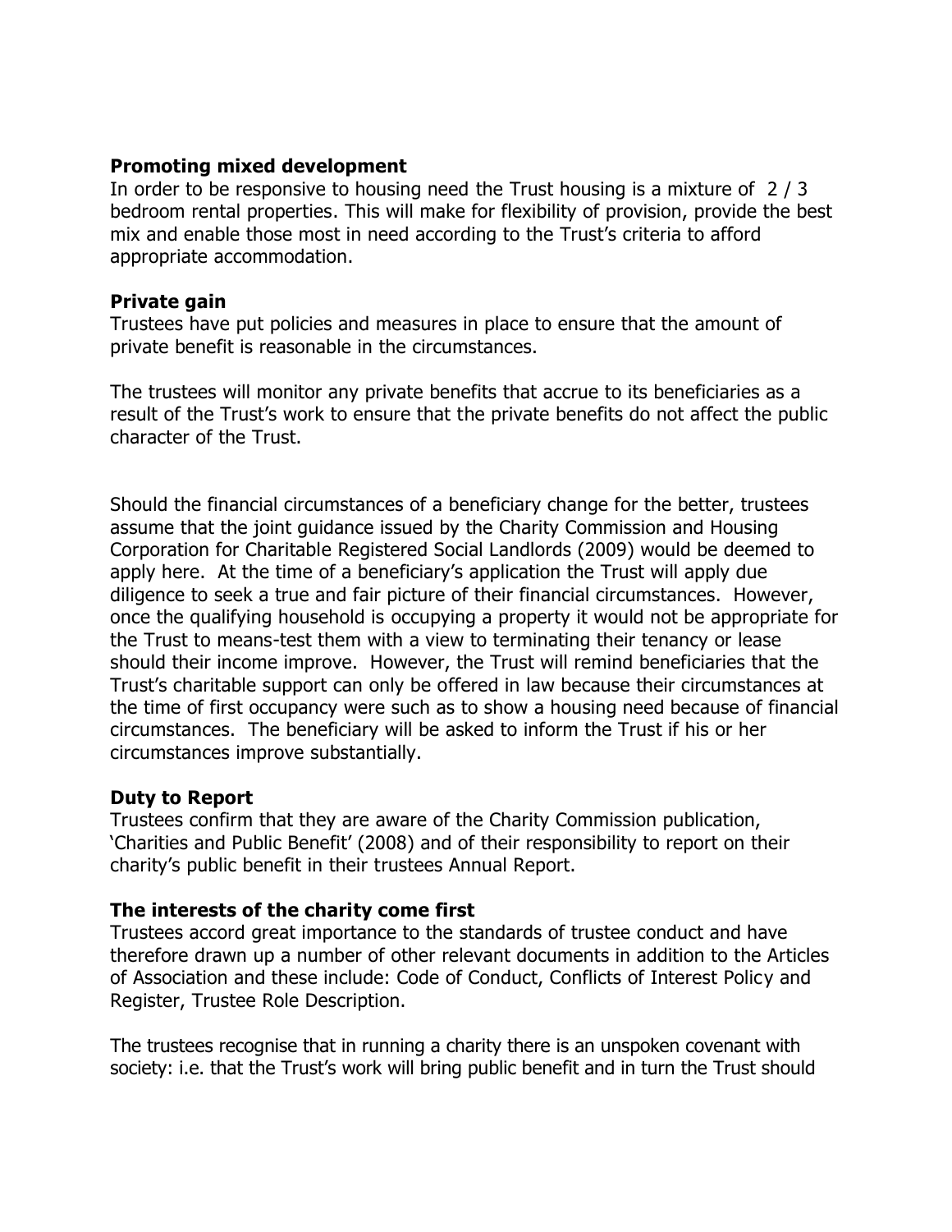**Promoting mixed development**

In order to be responsive to housing need the Trust housing is a mixture of 2 / 3 bedroom rental properties. This will make for flexibility of provision, provide the best mix and enable those most in need according to the Trust's criteria to afford appropriate accommodation.

**Private gain**

Trustees have put policies and measures in place to ensure that the amount of private benefit is reasonable in the circumstances.

The trustees will monitor any private benefits that accrue to its beneficiaries as a result of the Trust's work to ensure that the private benefits do not affect the public character of the Trust.

Should the financial circumstances of a beneficiary change for the better, trustees assume that the joint guidance issued by the Charity Commission and Housing Corporation for Charitable Registered Social Landlords (2009) would be deemed to apply here. At the time of a beneficiary's application the Trust will apply due diligence to seek a true and fair picture of their financial circumstances. However, once the qualifying household is occupying a property it would not be appropriate for the Trust to means-test them with a view to terminating their tenancy or lease should their income improve. However, the Trust will remind beneficiaries that the Trust's charitable support can only be offered in law because their circumstances at the time of first occupancy were such as to show a housing need because of financial circumstances. The beneficiary will be asked to inform the Trust if his or her circumstances improve substantially.

**Duty to Report**

Trustees confirm that they are aware of the Charity Commission publication, 'Charities and Public Benefit' (2008) and of their responsibility to report on their charity's public benefit in their trustees Annual Report.

**The interests of the charity come first**

Trustees accord great importance to the standards of trustee conduct and have therefore drawn up a number of other relevant documents in addition to the Articles of Association and these include: Code of Conduct, Conflicts of Interest Policy and Register, Trustee Role Description.

The trustees recognise that in running a charity there is an unspoken covenant with society: i.e. that the Trust's work will bring public benefit and in turn the Trust should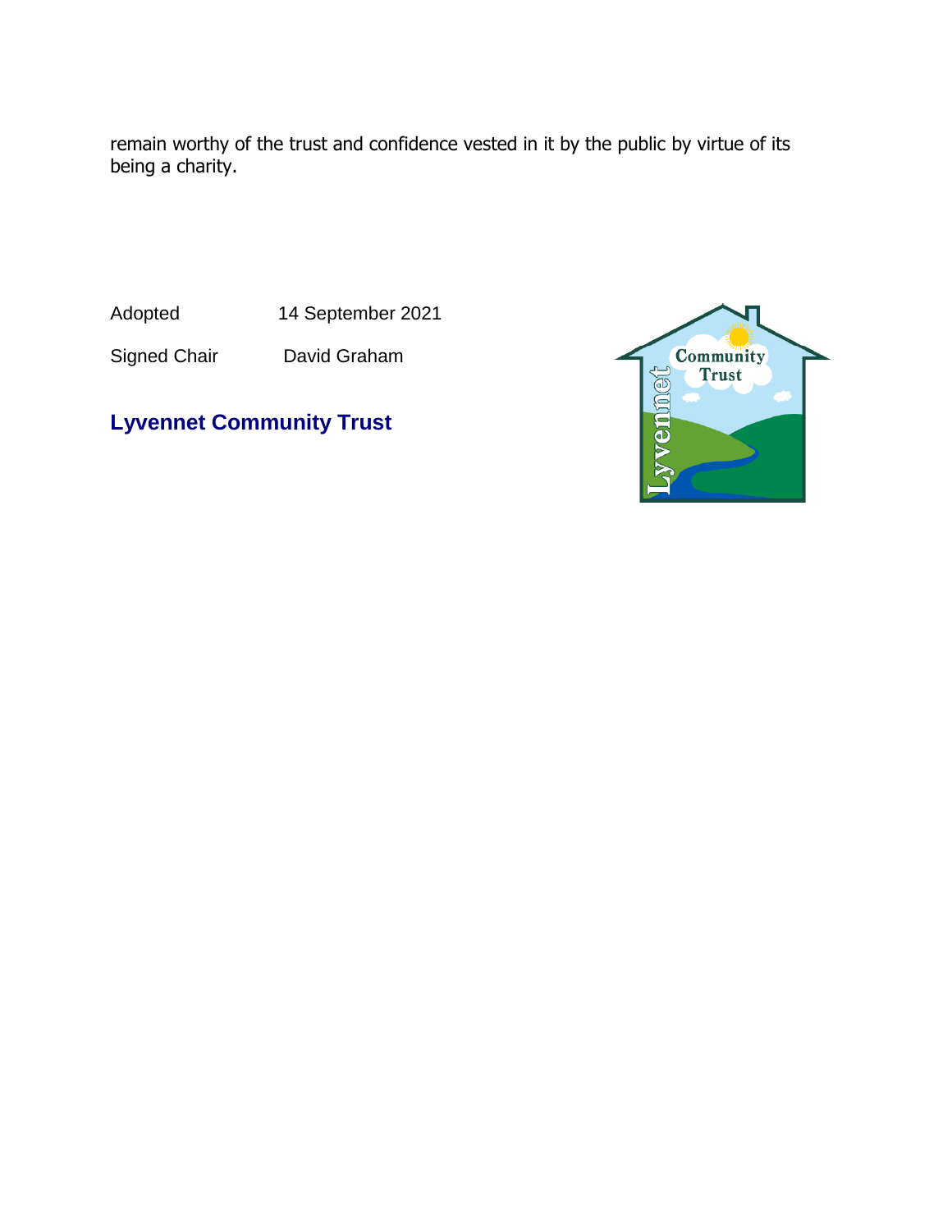remain worthy of the trust and confidence vested in it by the public by virtue of its being a charity.

Adopted 14 September 2021

Signed Chair David Graham

**Lyvennet Community Trust**